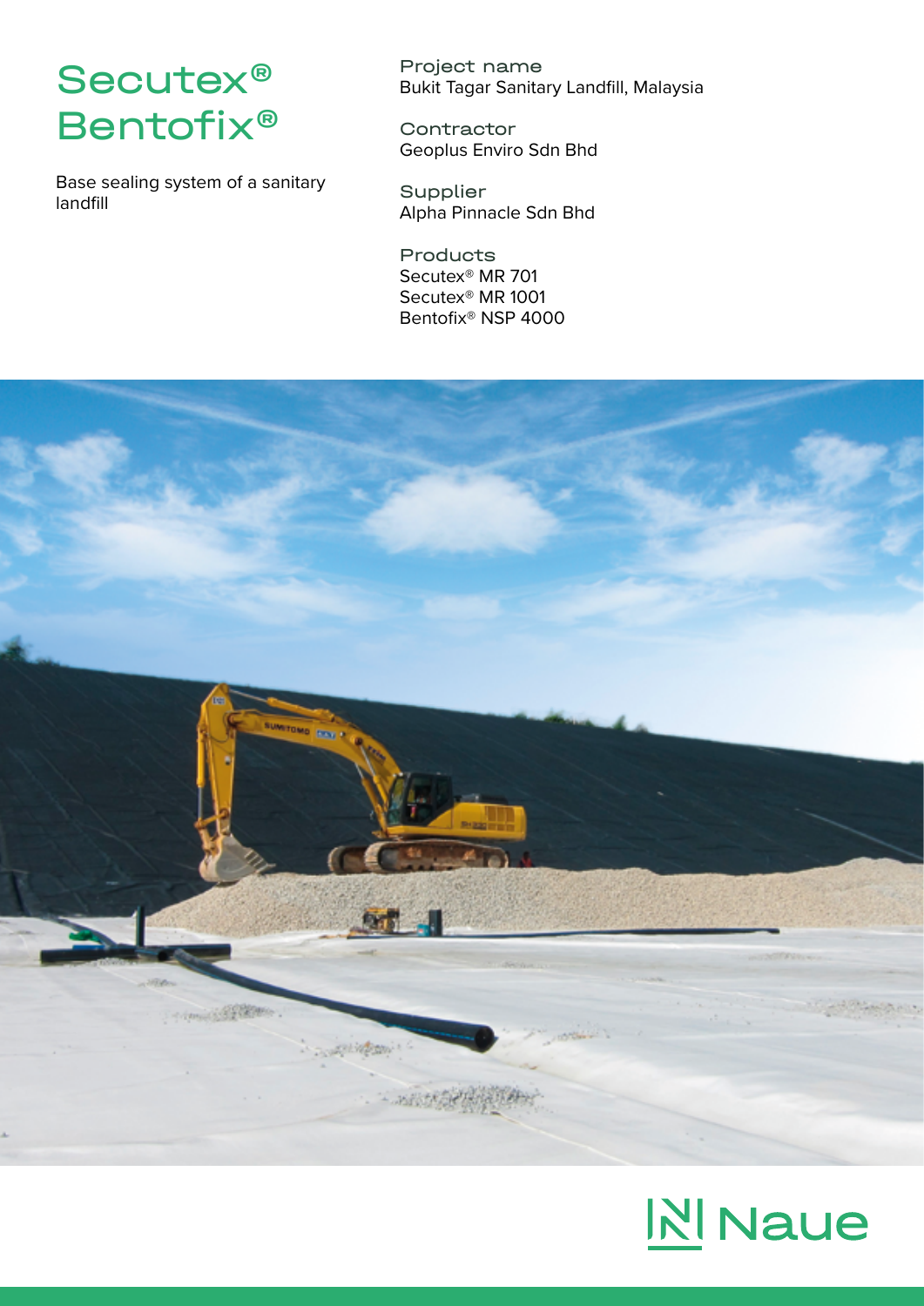# Secutex® Bentofix®

Base sealing system of a sanitary landfill

**Project name**
Bukit Tagar Sanitary Landfill, Malaysia

**Contractor**
Geoplus Enviro Sdn Bhd

**Supplier**
Alpha Pinnacle Sdn Bhd

**Products**
Secutex® MR 701
Secutex® MR 1001
Bentofix® NSP 4000

Naue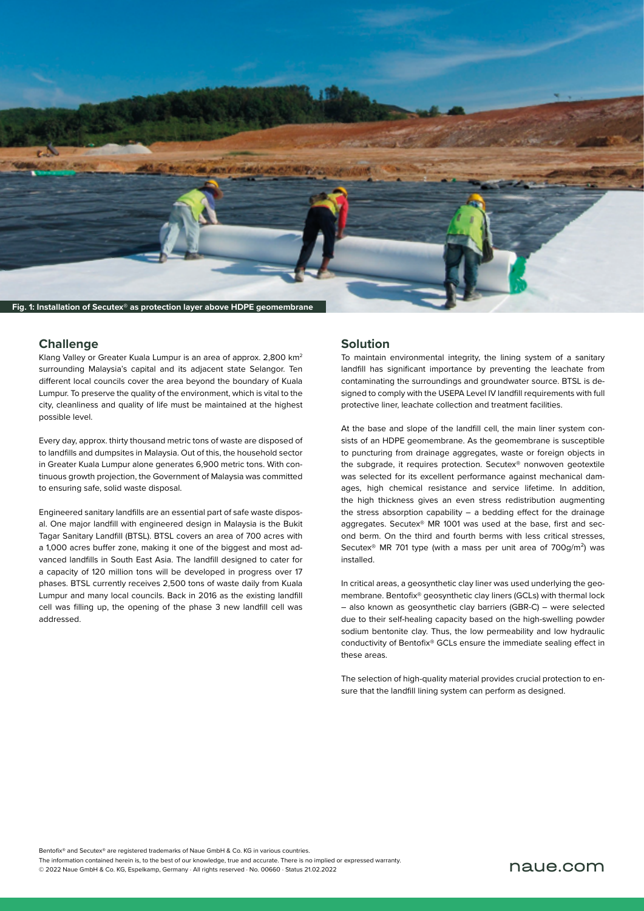Fig. 1: Installation of Secutex® as protection layer above HDPE geomembrane

## Challenge

Klang Valley or Greater Kuala Lumpur is an area of approx. 2,800 km$^2$ surrounding Malaysia's capital and its adjacent state Selangor. Ten different local councils cover the area beyond the boundary of Kuala Lumpur. To preserve the quality of the environment, which is vital to the city, cleanliness and quality of life must be maintained at the highest possible level.

Every day, approx. thirty thousand metric tons of waste are disposed of to landfills and dumpsites in Malaysia. Out of this, the household sector in Greater Kuala Lumpur alone generates 6,900 metric tons. With continuous growth projection, the Government of Malaysia was committed to ensuring safe, solid waste disposal.

Engineered sanitary landfills are an essential part of safe waste disposal. One major landfill with engineered design in Malaysia is the Bukit Tagar Sanitary Landfill (BTSL). BTSL covers an area of 700 acres with a 1,000 acres buffer zone, making it one of the biggest and most advanced landfills in South East Asia. The landfill designed to cater for a capacity of 120 million tons will be developed in progress over 17 phases. BTSL currently receives 2,500 tons of waste daily from Kuala Lumpur and many local councils. Back in 2016 as the existing landfill cell was filling up, the opening of the phase 3 new landfill cell was addressed.

## Solution

To maintain environmental integrity, the lining system of a sanitary landfill has significant importance by preventing the leachate from contaminating the surroundings and groundwater source. BTSL is designed to comply with the USEPA Level IV landfill requirements with full protective liner, leachate collection and treatment facilities.

At the base and slope of the landfill cell, the main liner system consists of an HDPE geomembrane. As the geomembrane is susceptible to puncturing from drainage aggregates, waste or foreign objects in the subgrade, it requires protection. Secutex® nonwoven geotextile was selected for its excellent performance against mechanical damages, high chemical resistance and service lifetime. In addition, the high thickness gives an even stress redistribution augmenting the stress absorption capability – a bedding effect for the drainage aggregates. Secutex® MR 1001 was used at the base, first and second berm. On the third and fourth berms with less critical stresses, Secutex® MR 701 type (with a mass per unit area of 700g/m$^2$) was installed.

In critical areas, a geosynthetic clay liner was used underlying the geomembrane. Bentofix® geosynthetic clay liners (GCLs) with thermal lock – also known as geosynthetic clay barriers (GBR-C) – were selected due to their self-healing capacity based on the high-swelling powder sodium bentonite clay. Thus, the low permeability and low hydraulic conductivity of Bentofix® GCLs ensure the immediate sealing effect in these areas.

The selection of high-quality material provides crucial protection to ensure that the landfill lining system can perform as designed.

Bentofix® and Secutex® are registered trademarks of Naue GmbH & Co. KG in various countries.
The information contained herein is, to the best of our knowledge, true and accurate. There is no implied or expressed warranty.
© 2022 Naue GmbH & Co. KG, Espelkamp, Germany · All rights reserved · No. 00660 · Status 21.02.2022

naue.com